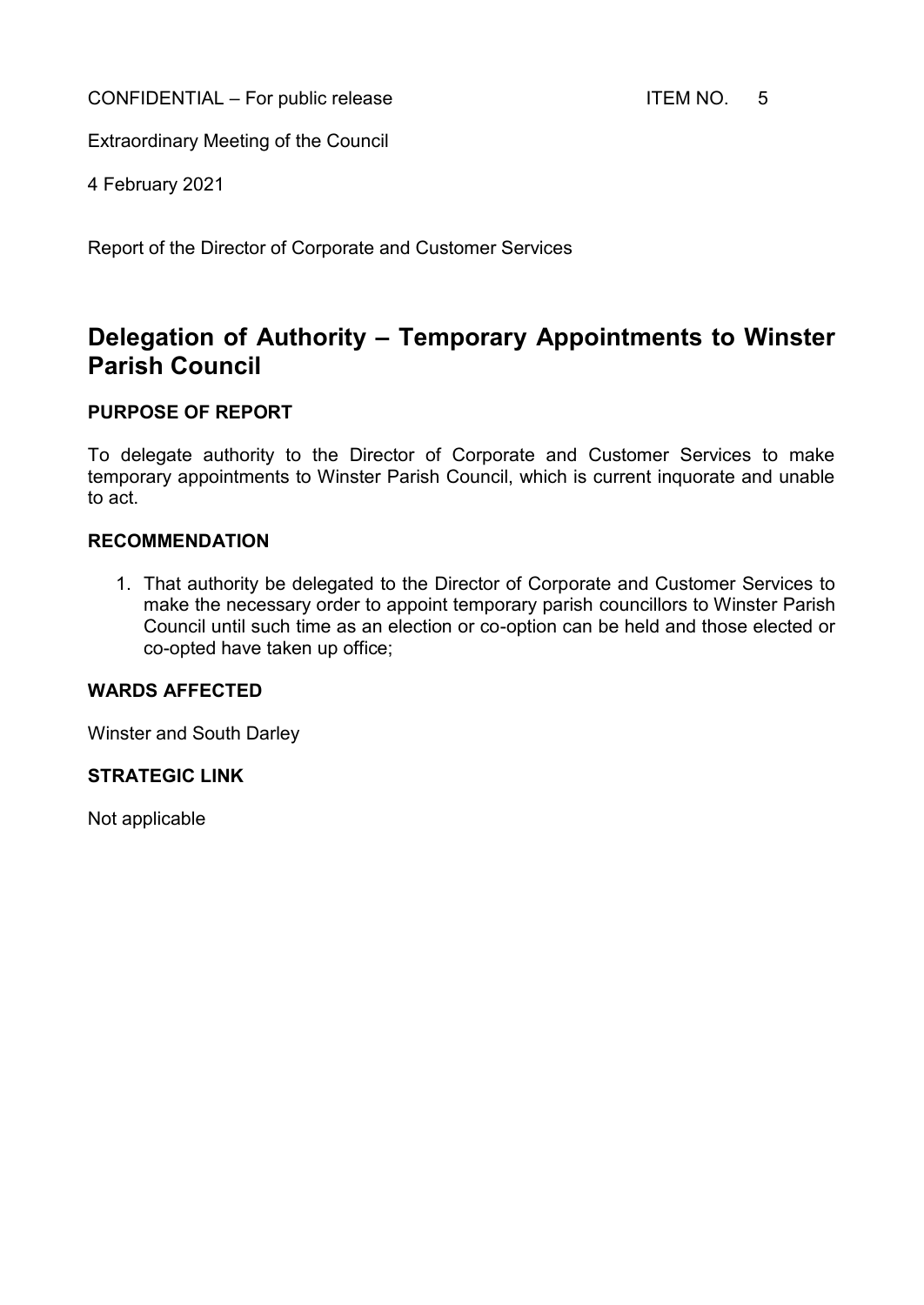CONFIDENTIAL – For public release ITEM NO. 5

Extraordinary Meeting of the Council

4 February 2021

Report of the Director of Corporate and Customer Services

# Delegation of Authority – Temporary Appointments to Winster Parish Council

**PURPOSE OF REPORT**

To delegate authority to the Director of Corporate and Customer Services to make temporary appointments to Winster Parish Council, which is current inquorate and unable to act.

**RECOMMENDATION**

1. That authority be delegated to the Director of Corporate and Customer Services to make the necessary order to appoint temporary parish councillors to Winster Parish Council until such time as an election or co-option can be held and those elected or co-opted have taken up office;

**WARDS AFFECTED**

Winster and South Darley

**STRATEGIC LINK**

Not applicable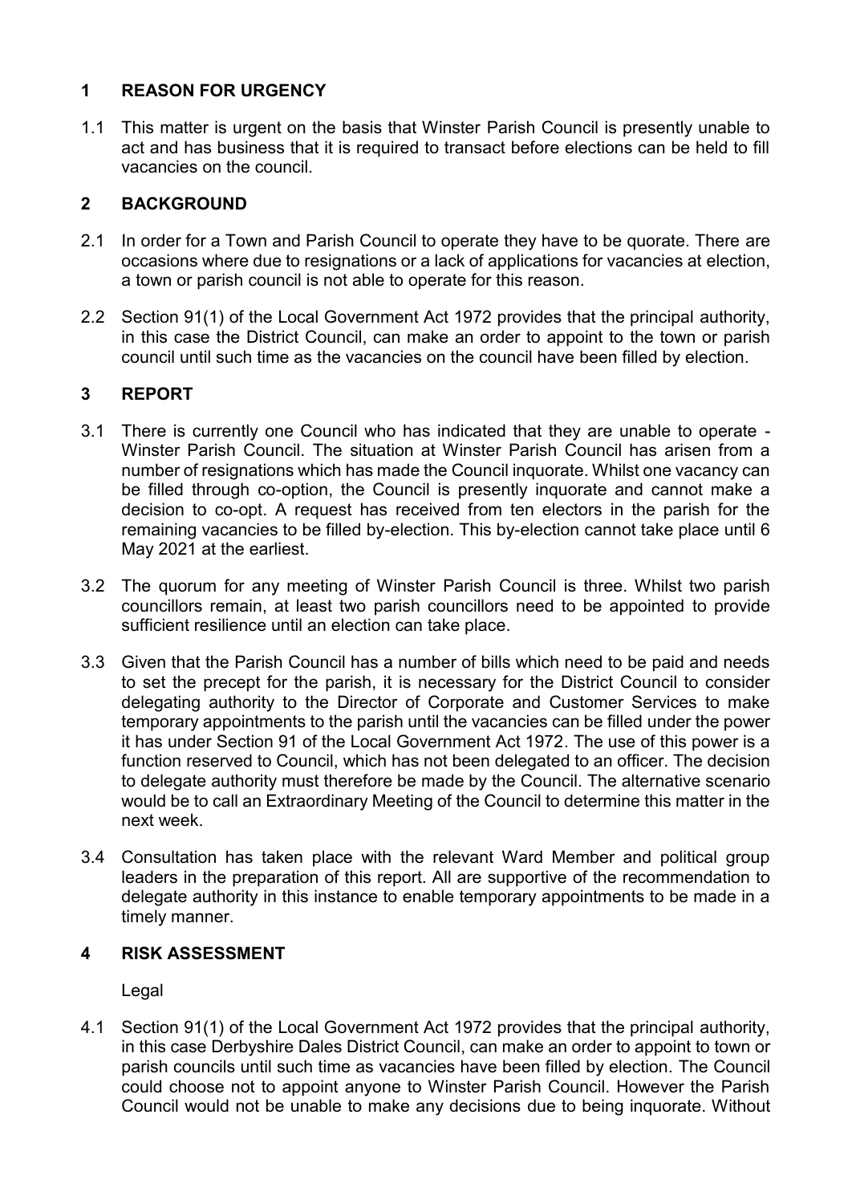## 1 REASON FOR URGENCY

1.1 This matter is urgent on the basis that Winster Parish Council is presently unable to act and has business that it is required to transact before elections can be held to fill vacancies on the council.

## 2 BACKGROUND

2.1 In order for a Town and Parish Council to operate they have to be quorate. There are occasions where due to resignations or a lack of applications for vacancies at election, a town or parish council is not able to operate for this reason.

2.2 Section 91(1) of the Local Government Act 1972 provides that the principal authority, in this case the District Council, can make an order to appoint to the town or parish council until such time as the vacancies on the council have been filled by election.

## 3 REPORT

3.1 There is currently one Council who has indicated that they are unable to operate - Winster Parish Council. The situation at Winster Parish Council has arisen from a number of resignations which has made the Council inquorate. Whilst one vacancy can be filled through co-option, the Council is presently inquorate and cannot make a decision to co-opt. A request has received from ten electors in the parish for the remaining vacancies to be filled by-election. This by-election cannot take place until 6 May 2021 at the earliest.

3.2 The quorum for any meeting of Winster Parish Council is three. Whilst two parish councillors remain, at least two parish councillors need to be appointed to provide sufficient resilience until an election can take place.

3.3 Given that the Parish Council has a number of bills which need to be paid and needs to set the precept for the parish, it is necessary for the District Council to consider delegating authority to the Director of Corporate and Customer Services to make temporary appointments to the parish until the vacancies can be filled under the power it has under Section 91 of the Local Government Act 1972. The use of this power is a function reserved to Council, which has not been delegated to an officer. The decision to delegate authority must therefore be made by the Council. The alternative scenario would be to call an Extraordinary Meeting of the Council to determine this matter in the next week.

3.4 Consultation has taken place with the relevant Ward Member and political group leaders in the preparation of this report. All are supportive of the recommendation to delegate authority in this instance to enable temporary appointments to be made in a timely manner.

## 4 RISK ASSESSMENT

Legal

4.1 Section 91(1) of the Local Government Act 1972 provides that the principal authority, in this case Derbyshire Dales District Council, can make an order to appoint to town or parish councils until such time as vacancies have been filled by election. The Council could choose not to appoint anyone to Winster Parish Council. However the Parish Council would not be unable to make any decisions due to being inquorate. Without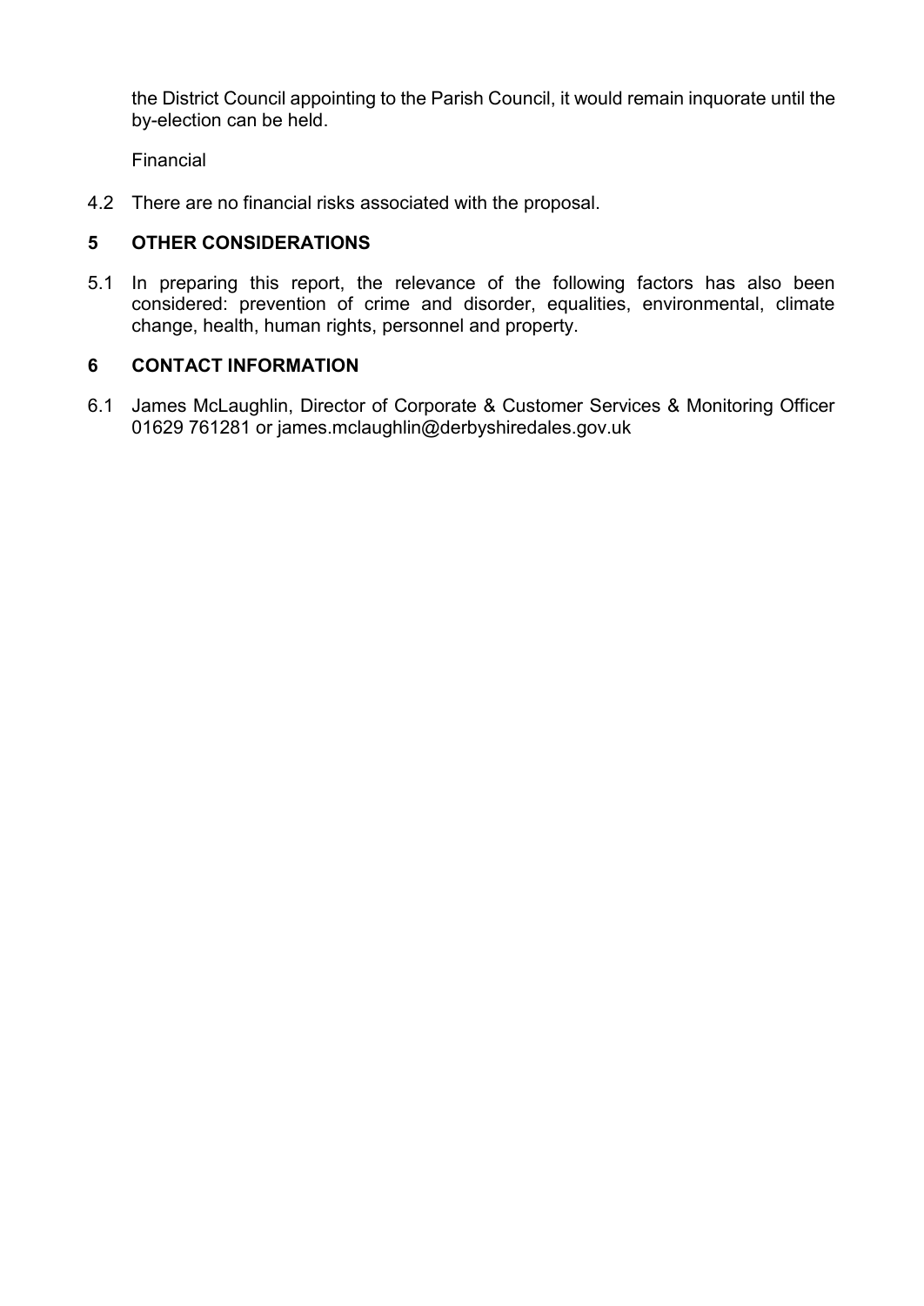the District Council appointing to the Parish Council, it would remain inquorate until the by-election can be held.

Financial

4.2 There are no financial risks associated with the proposal.

## 5 OTHER CONSIDERATIONS

5.1 In preparing this report, the relevance of the following factors has also been considered: prevention of crime and disorder, equalities, environmental, climate change, health, human rights, personnel and property.

## 6 CONTACT INFORMATION

6.1 James McLaughlin, Director of Corporate & Customer Services & Monitoring Officer 01629 761281 or james.mclaughlin@derbyshiredales.gov.uk